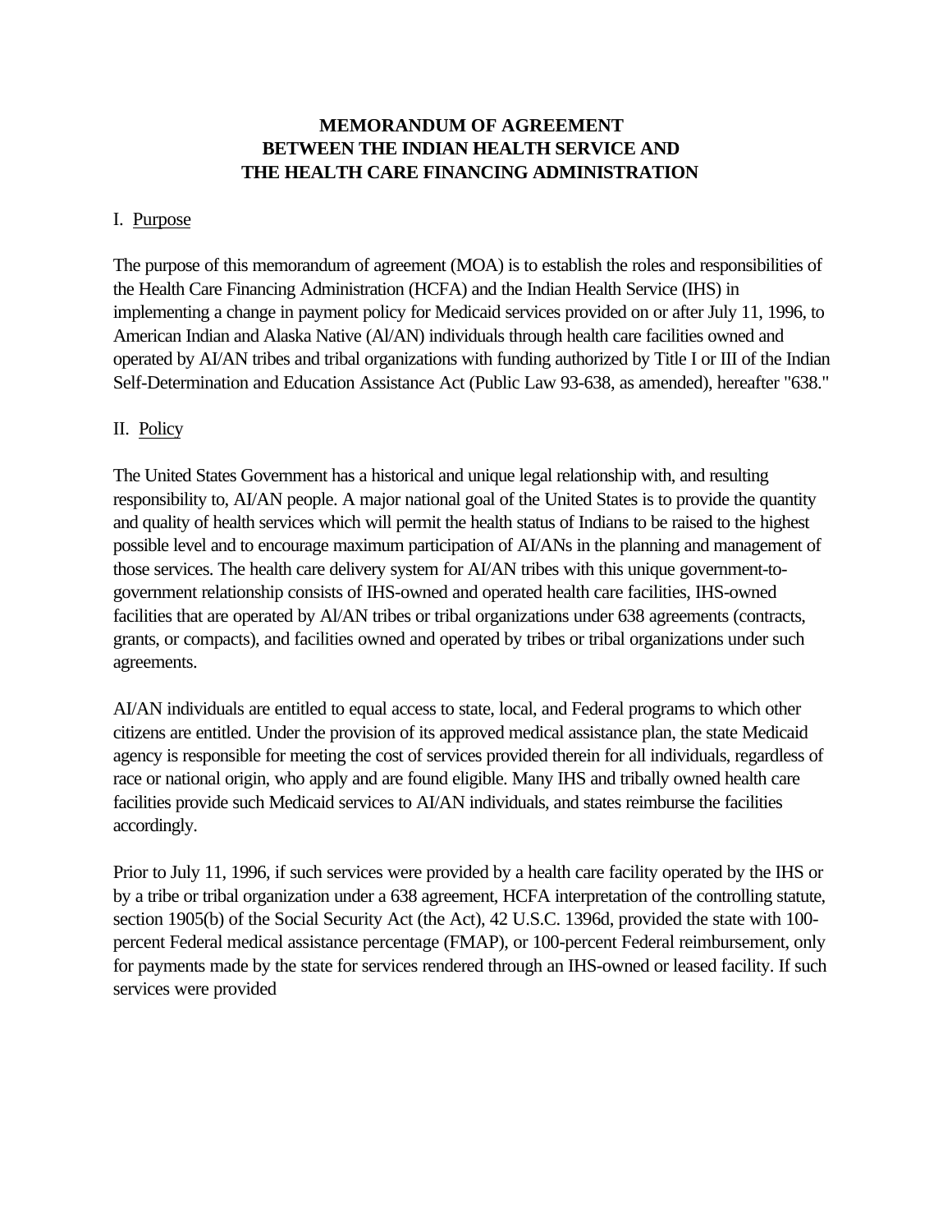# MEMORANDUM OF AGREEMENT BETWEEN THE INDIAN HEALTH SERVICE AND THE HEALTH CARE FINANCING ADMINISTRATION

## I. Purpose

The purpose of this memorandum of agreement (MOA) is to establish the roles and responsibilities of the Health Care Financing Administration (HCFA) and the Indian Health Service (IHS) in implementing a change in payment policy for Medicaid services provided on or after July 11, 1996, to American Indian and Alaska Native (Al/AN) individuals through health care facilities owned and operated by AI/AN tribes and tribal organizations with funding authorized by Title I or III of the Indian Self-Determination and Education Assistance Act (Public Law 93-638, as amended), hereafter "638."

## II. Policy

The United States Government has a historical and unique legal relationship with, and resulting responsibility to, AI/AN people. A major national goal of the United States is to provide the quantity and quality of health services which will permit the health status of Indians to be raised to the highest possible level and to encourage maximum participation of AI/ANs in the planning and management of those services. The health care delivery system for AI/AN tribes with this unique government-to-government relationship consists of IHS-owned and operated health care facilities, IHS-owned facilities that are operated by Al/AN tribes or tribal organizations under 638 agreements (contracts, grants, or compacts), and facilities owned and operated by tribes or tribal organizations under such agreements.

AI/AN individuals are entitled to equal access to state, local, and Federal programs to which other citizens are entitled. Under the provision of its approved medical assistance plan, the state Medicaid agency is responsible for meeting the cost of services provided therein for all individuals, regardless of race or national origin, who apply and are found eligible. Many IHS and tribally owned health care facilities provide such Medicaid services to AI/AN individuals, and states reimburse the facilities accordingly.

Prior to July 11, 1996, if such services were provided by a health care facility operated by the IHS or by a tribe or tribal organization under a 638 agreement, HCFA interpretation of the controlling statute, section 1905(b) of the Social Security Act (the Act), 42 U.S.C. 1396d, provided the state with 100-percent Federal medical assistance percentage (FMAP), or 100-percent Federal reimbursement, only for payments made by the state for services rendered through an IHS-owned or leased facility. If such services were provided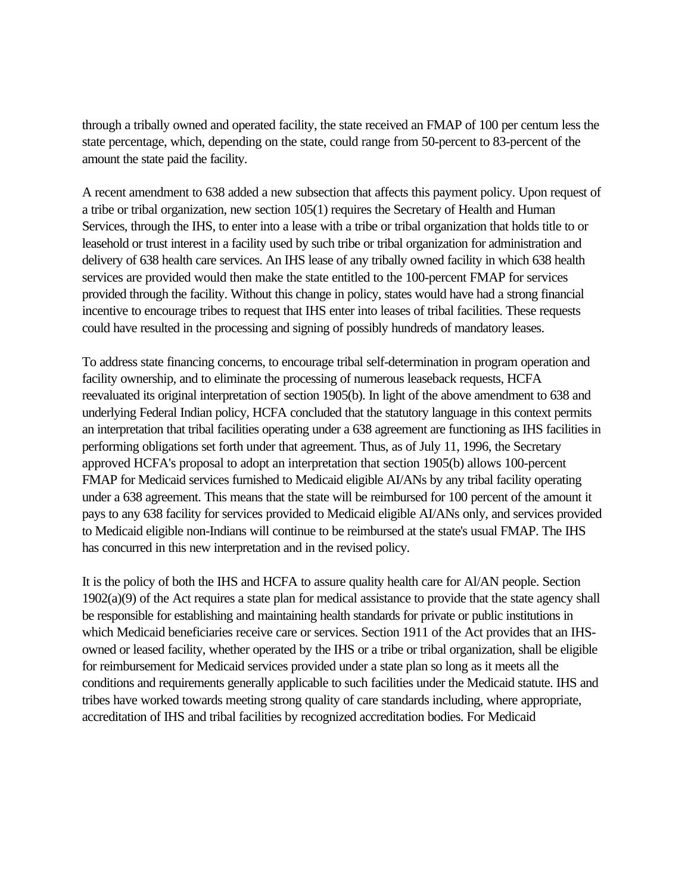through a tribally owned and operated facility, the state received an FMAP of 100 per centum less the state percentage, which, depending on the state, could range from 50-percent to 83-percent of the amount the state paid the facility.

A recent amendment to 638 added a new subsection that affects this payment policy. Upon request of a tribe or tribal organization, new section 105(1) requires the Secretary of Health and Human Services, through the IHS, to enter into a lease with a tribe or tribal organization that holds title to or leasehold or trust interest in a facility used by such tribe or tribal organization for administration and delivery of 638 health care services. An IHS lease of any tribally owned facility in which 638 health services are provided would then make the state entitled to the 100-percent FMAP for services provided through the facility. Without this change in policy, states would have had a strong financial incentive to encourage tribes to request that IHS enter into leases of tribal facilities. These requests could have resulted in the processing and signing of possibly hundreds of mandatory leases.

To address state financing concerns, to encourage tribal self-determination in program operation and facility ownership, and to eliminate the processing of numerous leaseback requests, HCFA reevaluated its original interpretation of section 1905(b). In light of the above amendment to 638 and underlying Federal Indian policy, HCFA concluded that the statutory language in this context permits an interpretation that tribal facilities operating under a 638 agreement are functioning as IHS facilities in performing obligations set forth under that agreement. Thus, as of July 11, 1996, the Secretary approved HCFA's proposal to adopt an interpretation that section 1905(b) allows 100-percent FMAP for Medicaid services furnished to Medicaid eligible AI/ANs by any tribal facility operating under a 638 agreement. This means that the state will be reimbursed for 100 percent of the amount it pays to any 638 facility for services provided to Medicaid eligible AI/ANs only, and services provided to Medicaid eligible non-Indians will continue to be reimbursed at the state's usual FMAP. The IHS has concurred in this new interpretation and in the revised policy.

It is the policy of both the IHS and HCFA to assure quality health care for Al/AN people. Section 1902(a)(9) of the Act requires a state plan for medical assistance to provide that the state agency shall be responsible for establishing and maintaining health standards for private or public institutions in which Medicaid beneficiaries receive care or services. Section 1911 of the Act provides that an IHS-owned or leased facility, whether operated by the IHS or a tribe or tribal organization, shall be eligible for reimbursement for Medicaid services provided under a state plan so long as it meets all the conditions and requirements generally applicable to such facilities under the Medicaid statute. IHS and tribes have worked towards meeting strong quality of care standards including, where appropriate, accreditation of IHS and tribal facilities by recognized accreditation bodies. For Medicaid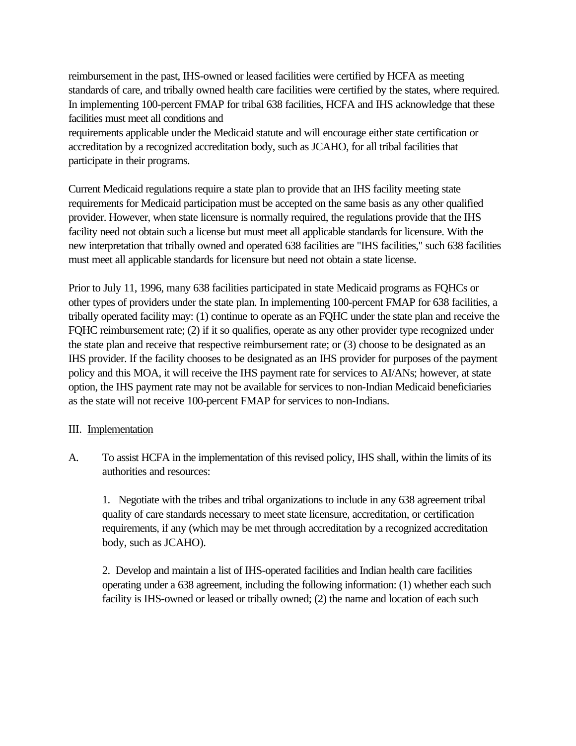reimbursement in the past, IHS-owned or leased facilities were certified by HCFA as meeting standards of care, and tribally owned health care facilities were certified by the states, where required. In implementing 100-percent FMAP for tribal 638 facilities, HCFA and IHS acknowledge that these facilities must meet all conditions and requirements applicable under the Medicaid statute and will encourage either state certification or accreditation by a recognized accreditation body, such as JCAHO, for all tribal facilities that participate in their programs.

Current Medicaid regulations require a state plan to provide that an IHS facility meeting state requirements for Medicaid participation must be accepted on the same basis as any other qualified provider. However, when state licensure is normally required, the regulations provide that the IHS facility need not obtain such a license but must meet all applicable standards for licensure. With the new interpretation that tribally owned and operated 638 facilities are "IHS facilities," such 638 facilities must meet all applicable standards for licensure but need not obtain a state license.

Prior to July 11, 1996, many 638 facilities participated in state Medicaid programs as FQHCs or other types of providers under the state plan. In implementing 100-percent FMAP for 638 facilities, a tribally operated facility may: (1) continue to operate as an FQHC under the state plan and receive the FQHC reimbursement rate; (2) if it so qualifies, operate as any other provider type recognized under the state plan and receive that respective reimbursement rate; or (3) choose to be designated as an IHS provider. If the facility chooses to be designated as an IHS provider for purposes of the payment policy and this MOA, it will receive the IHS payment rate for services to AI/ANs; however, at state option, the IHS payment rate may not be available for services to non-Indian Medicaid beneficiaries as the state will not receive 100-percent FMAP for services to non-Indians.

III. Implementation

A. To assist HCFA in the implementation of this revised policy, IHS shall, within the limits of its authorities and resources:

1. Negotiate with the tribes and tribal organizations to include in any 638 agreement tribal quality of care standards necessary to meet state licensure, accreditation, or certification requirements, if any (which may be met through accreditation by a recognized accreditation body, such as JCAHO).

2. Develop and maintain a list of IHS-operated facilities and Indian health care facilities operating under a 638 agreement, including the following information: (1) whether each such facility is IHS-owned or leased or tribally owned; (2) the name and location of each such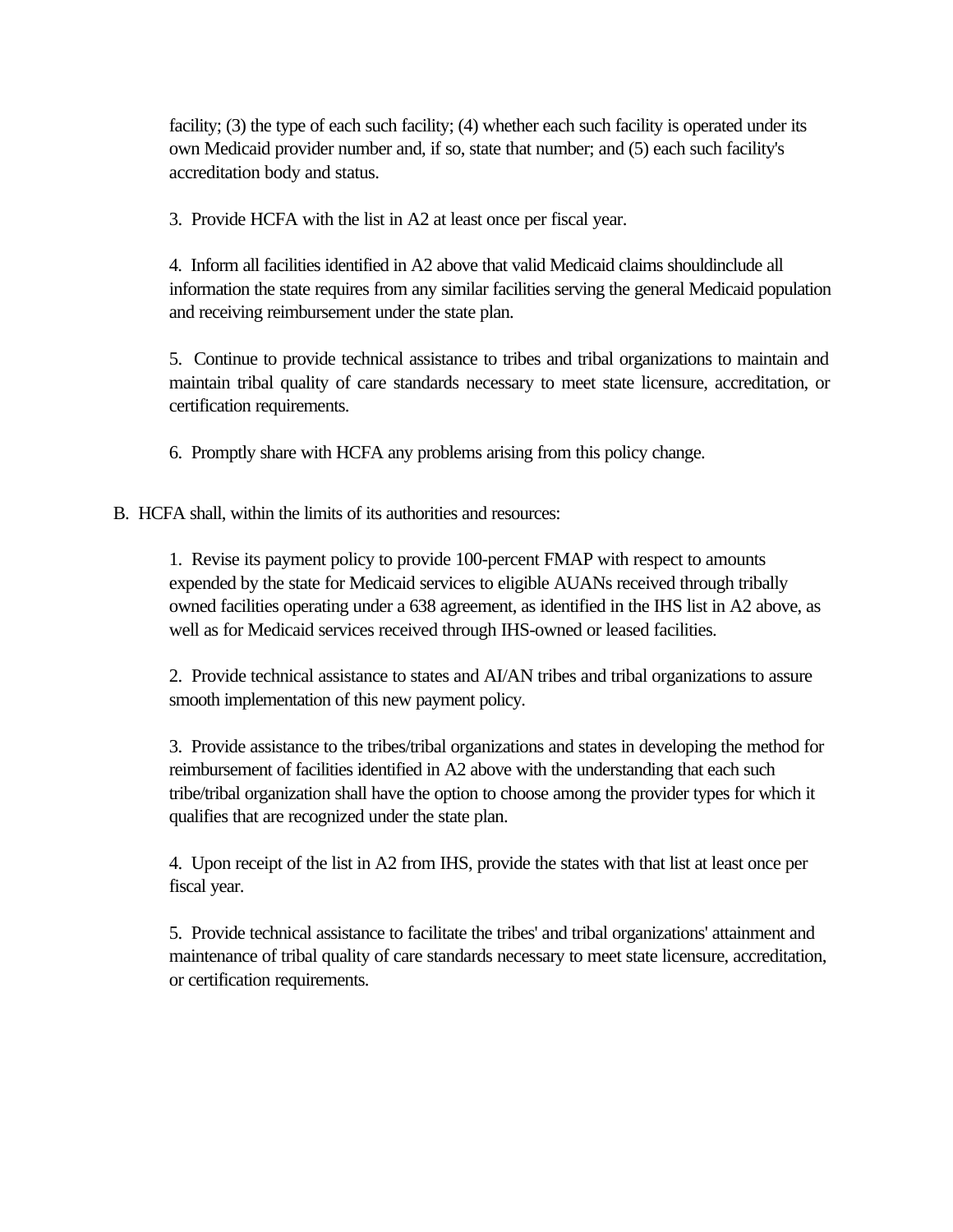facility; (3) the type of each such facility; (4) whether each such facility is operated under its own Medicaid provider number and, if so, state that number; and (5) each such facility's accreditation body and status.

3. Provide HCFA with the list in A2 at least once per fiscal year.

4. Inform all facilities identified in A2 above that valid Medicaid claims shouldinclude all information the state requires from any similar facilities serving the general Medicaid population and receiving reimbursement under the state plan.

5. Continue to provide technical assistance to tribes and tribal organizations to maintain and maintain tribal quality of care standards necessary to meet state licensure, accreditation, or certification requirements.

6. Promptly share with HCFA any problems arising from this policy change.

B. HCFA shall, within the limits of its authorities and resources:

1. Revise its payment policy to provide 100-percent FMAP with respect to amounts expended by the state for Medicaid services to eligible AUANs received through tribally owned facilities operating under a 638 agreement, as identified in the IHS list in A2 above, as well as for Medicaid services received through IHS-owned or leased facilities.

2. Provide technical assistance to states and AI/AN tribes and tribal organizations to assure smooth implementation of this new payment policy.

3. Provide assistance to the tribes/tribal organizations and states in developing the method for reimbursement of facilities identified in A2 above with the understanding that each such tribe/tribal organization shall have the option to choose among the provider types for which it qualifies that are recognized under the state plan.

4. Upon receipt of the list in A2 from IHS, provide the states with that list at least once per fiscal year.

5. Provide technical assistance to facilitate the tribes' and tribal organizations' attainment and maintenance of tribal quality of care standards necessary to meet state licensure, accreditation, or certification requirements.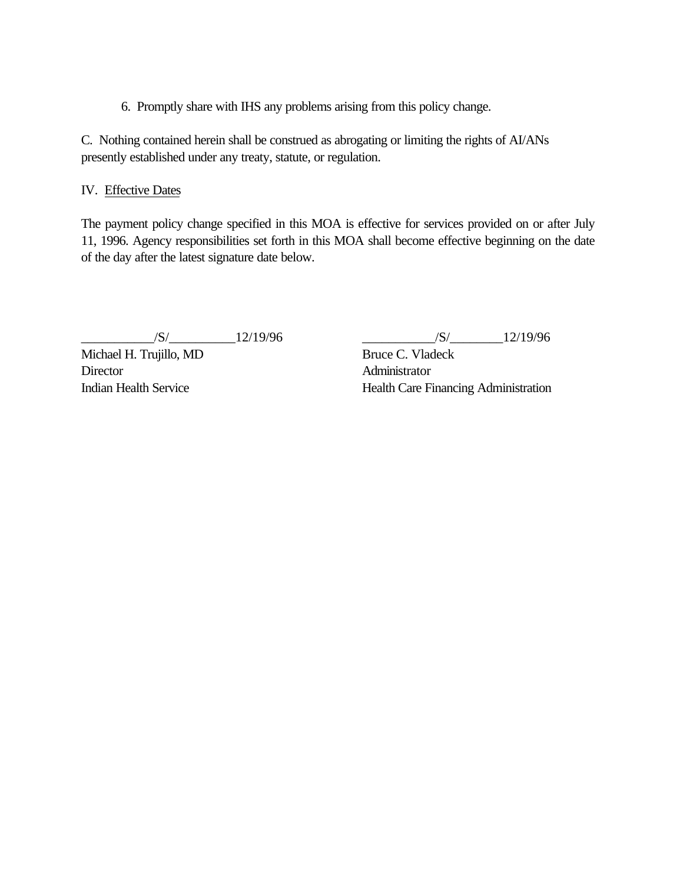6. Promptly share with IHS any problems arising from this policy change.

C. Nothing contained herein shall be construed as abrogating or limiting the rights of AI/ANs presently established under any treaty, statute, or regulation.

IV. Effective Dates

The payment policy change specified in this MOA is effective for services provided on or after July 11, 1996. Agency responsibilities set forth in this MOA shall become effective beginning on the date of the day after the latest signature date below.

| | |
|---|---|
| ___________/S/__________12/19/96 | ___________/S/________12/19/96 |
| Michael H. Trujillo, MD | Bruce C. Vladeck |
| Director | Administrator |
| Indian Health Service | Health Care Financing Administration |